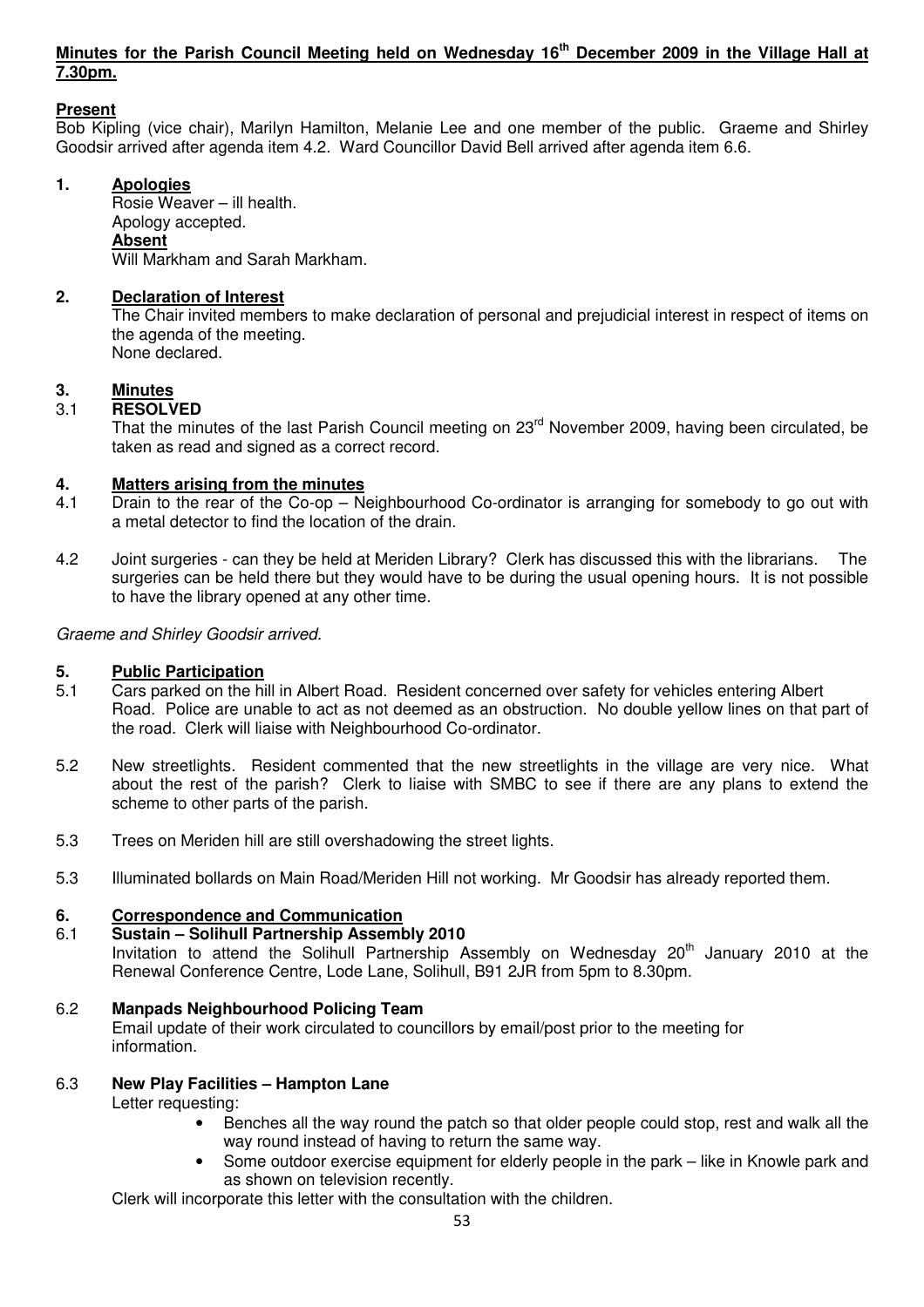**Minutes for the Parish Council Meeting held on Wednesday 16th December 2009 in the Village Hall at 7.30pm.**

**Present**

Bob Kipling (vice chair), Marilyn Hamilton, Melanie Lee and one member of the public. Graeme and Shirley Goodsir arrived after agenda item 4.2. Ward Councillor David Bell arrived after agenda item 6.6.

## 1. Apologies

Rosie Weaver – ill health.
Apology accepted.

**Absent**

Will Markham and Sarah Markham.

## 2. Declaration of Interest

The Chair invited members to make declaration of personal and prejudicial interest in respect of items on the agenda of the meeting.
None declared.

## 3. Minutes

3.1 **RESOLVED**

That the minutes of the last Parish Council meeting on 23rd November 2009, having been circulated, be taken as read and signed as a correct record.

## 4. Matters arising from the minutes

4.1 Drain to the rear of the Co-op – Neighbourhood Co-ordinator is arranging for somebody to go out with a metal detector to find the location of the drain.

4.2 Joint surgeries - can they be held at Meriden Library? Clerk has discussed this with the librarians. The surgeries can be held there but they would have to be during the usual opening hours. It is not possible to have the library opened at any other time.

*Graeme and Shirley Goodsir arrived.*

## 5. Public Participation

5.1 Cars parked on the hill in Albert Road. Resident concerned over safety for vehicles entering Albert Road. Police are unable to act as not deemed as an obstruction. No double yellow lines on that part of the road. Clerk will liaise with Neighbourhood Co-ordinator.

5.2 New streetlights. Resident commented that the new streetlights in the village are very nice. What about the rest of the parish? Clerk to liaise with SMBC to see if there are any plans to extend the scheme to other parts of the parish.

5.3 Trees on Meriden hill are still overshadowing the street lights.

5.3 Illuminated bollards on Main Road/Meriden Hill not working. Mr Goodsir has already reported them.

## 6. Correspondence and Communication

6.1 **Sustain – Solihull Partnership Assembly 2010**

Invitation to attend the Solihull Partnership Assembly on Wednesday 20th January 2010 at the Renewal Conference Centre, Lode Lane, Solihull, B91 2JR from 5pm to 8.30pm.

6.2 **Manpads Neighbourhood Policing Team**

Email update of their work circulated to councillors by email/post prior to the meeting for information.

6.3 **New Play Facilities – Hampton Lane**

Letter requesting:

- Benches all the way round the patch so that older people could stop, rest and walk all the way round instead of having to return the same way.
- Some outdoor exercise equipment for elderly people in the park – like in Knowle park and as shown on television recently.

Clerk will incorporate this letter with the consultation with the children.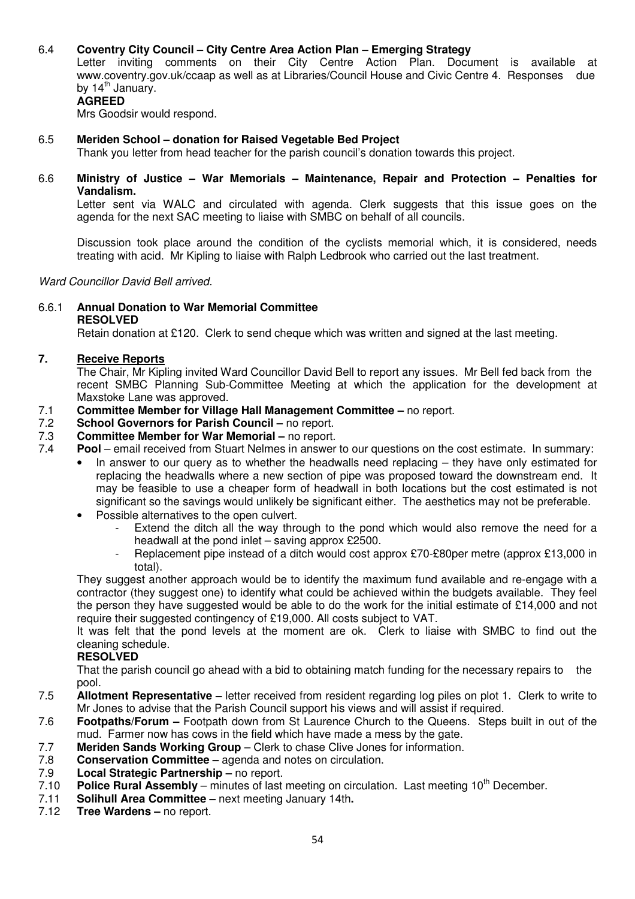6.4 **Coventry City Council – City Centre Area Action Plan – Emerging Strategy**

Letter inviting comments on their City Centre Action Plan. Document is available at www.coventry.gov.uk/ccaap as well as at Libraries/Council House and Civic Centre 4. Responses due by 14th January.

**AGREED**

Mrs Goodsir would respond.

6.5 **Meriden School – donation for Raised Vegetable Bed Project**

Thank you letter from head teacher for the parish council's donation towards this project.

6.6 **Ministry of Justice – War Memorials – Maintenance, Repair and Protection – Penalties for Vandalism.**

Letter sent via WALC and circulated with agenda. Clerk suggests that this issue goes on the agenda for the next SAC meeting to liaise with SMBC on behalf of all councils.

Discussion took place around the condition of the cyclists memorial which, it is considered, needs treating with acid. Mr Kipling to liaise with Ralph Ledbrook who carried out the last treatment.

*Ward Councillor David Bell arrived.*

6.6.1 **Annual Donation to War Memorial Committee**

**RESOLVED**

Retain donation at £120. Clerk to send cheque which was written and signed at the last meeting.

## 7. Receive Reports

The Chair, Mr Kipling invited Ward Councillor David Bell to report any issues. Mr Bell fed back from the recent SMBC Planning Sub-Committee Meeting at which the application for the development at Maxstoke Lane was approved.

7.1 **Committee Member for Village Hall Management Committee –** no report.

7.2 **School Governors for Parish Council –** no report.

7.3 **Committee Member for War Memorial –** no report.

7.4 **Pool** – email received from Stuart Nelmes in answer to our questions on the cost estimate. In summary:

- In answer to our query as to whether the headwalls need replacing – they have only estimated for replacing the headwalls where a new section of pipe was proposed toward the downstream end. It may be feasible to use a cheaper form of headwall in both locations but the cost estimated is not significant so the savings would unlikely be significant either. The aesthetics may not be preferable.
- Possible alternatives to the open culvert.
    - Extend the ditch all the way through to the pond which would also remove the need for a headwall at the pond inlet – saving approx £2500.
    - Replacement pipe instead of a ditch would cost approx £70-£80per metre (approx £13,000 in total).

They suggest another approach would be to identify the maximum fund available and re-engage with a contractor (they suggest one) to identify what could be achieved within the budgets available. They feel the person they have suggested would be able to do the work for the initial estimate of £14,000 and not require their suggested contingency of £19,000. All costs subject to VAT.

It was felt that the pond levels at the moment are ok. Clerk to liaise with SMBC to find out the cleaning schedule.

**RESOLVED**

That the parish council go ahead with a bid to obtaining match funding for the necessary repairs to the pool.

7.5 **Allotment Representative –** letter received from resident regarding log piles on plot 1. Clerk to write to Mr Jones to advise that the Parish Council support his views and will assist if required.

7.6 **Footpaths/Forum –** Footpath down from St Laurence Church to the Queens. Steps built in out of the mud. Farmer now has cows in the field which have made a mess by the gate.

7.7 **Meriden Sands Working Group** – Clerk to chase Clive Jones for information.

7.8 **Conservation Committee –** agenda and notes on circulation.

7.9 **Local Strategic Partnership –** no report.

7.10 **Police Rural Assembly** – minutes of last meeting on circulation. Last meeting 10th December.

7.11 **Solihull Area Committee –** next meeting January 14th**.**

7.12 **Tree Wardens –** no report.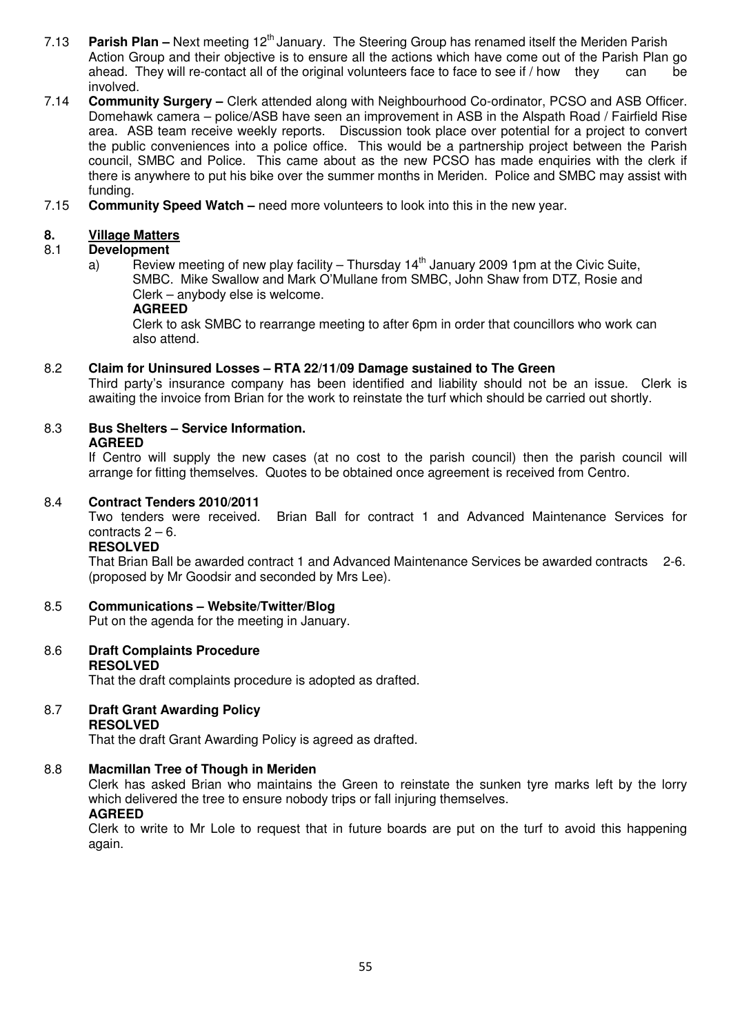7.13 **Parish Plan –** Next meeting 12th January. The Steering Group has renamed itself the Meriden Parish Action Group and their objective is to ensure all the actions which have come out of the Parish Plan go ahead. They will re-contact all of the original volunteers face to face to see if / how they can be involved.

7.14 **Community Surgery –** Clerk attended along with Neighbourhood Co-ordinator, PCSO and ASB Officer. Domehawk camera – police/ASB have seen an improvement in ASB in the Alspath Road / Fairfield Rise area. ASB team receive weekly reports. Discussion took place over potential for a project to convert the public conveniences into a police office. This would be a partnership project between the Parish council, SMBC and Police. This came about as the new PCSO has made enquiries with the clerk if there is anywhere to put his bike over the summer months in Meriden. Police and SMBC may assist with funding.

7.15 **Community Speed Watch –** need more volunteers to look into this in the new year.

## 8. Village Matters

### 8.1 Development

a) Review meeting of new play facility – Thursday 14th January 2009 1pm at the Civic Suite, SMBC. Mike Swallow and Mark O'Mullane from SMBC, John Shaw from DTZ, Rosie and Clerk – anybody else is welcome.

**AGREED**

Clerk to ask SMBC to rearrange meeting to after 6pm in order that councillors who work can also attend.

### 8.2 Claim for Uninsured Losses – RTA 22/11/09 Damage sustained to The Green

Third party's insurance company has been identified and liability should not be an issue. Clerk is awaiting the invoice from Brian for the work to reinstate the turf which should be carried out shortly.

### 8.3 Bus Shelters – Service Information.

**AGREED**

If Centro will supply the new cases (at no cost to the parish council) then the parish council will arrange for fitting themselves. Quotes to be obtained once agreement is received from Centro.

### 8.4 Contract Tenders 2010/2011

Two tenders were received. Brian Ball for contract 1 and Advanced Maintenance Services for contracts 2 – 6.

**RESOLVED**

That Brian Ball be awarded contract 1 and Advanced Maintenance Services be awarded contracts 2-6. (proposed by Mr Goodsir and seconded by Mrs Lee).

### 8.5 Communications – Website/Twitter/Blog

Put on the agenda for the meeting in January.

### 8.6 Draft Complaints Procedure

**RESOLVED**

That the draft complaints procedure is adopted as drafted.

### 8.7 Draft Grant Awarding Policy

**RESOLVED**

That the draft Grant Awarding Policy is agreed as drafted.

### 8.8 Macmillan Tree of Though in Meriden

Clerk has asked Brian who maintains the Green to reinstate the sunken tyre marks left by the lorry which delivered the tree to ensure nobody trips or fall injuring themselves.

**AGREED**

Clerk to write to Mr Lole to request that in future boards are put on the turf to avoid this happening again.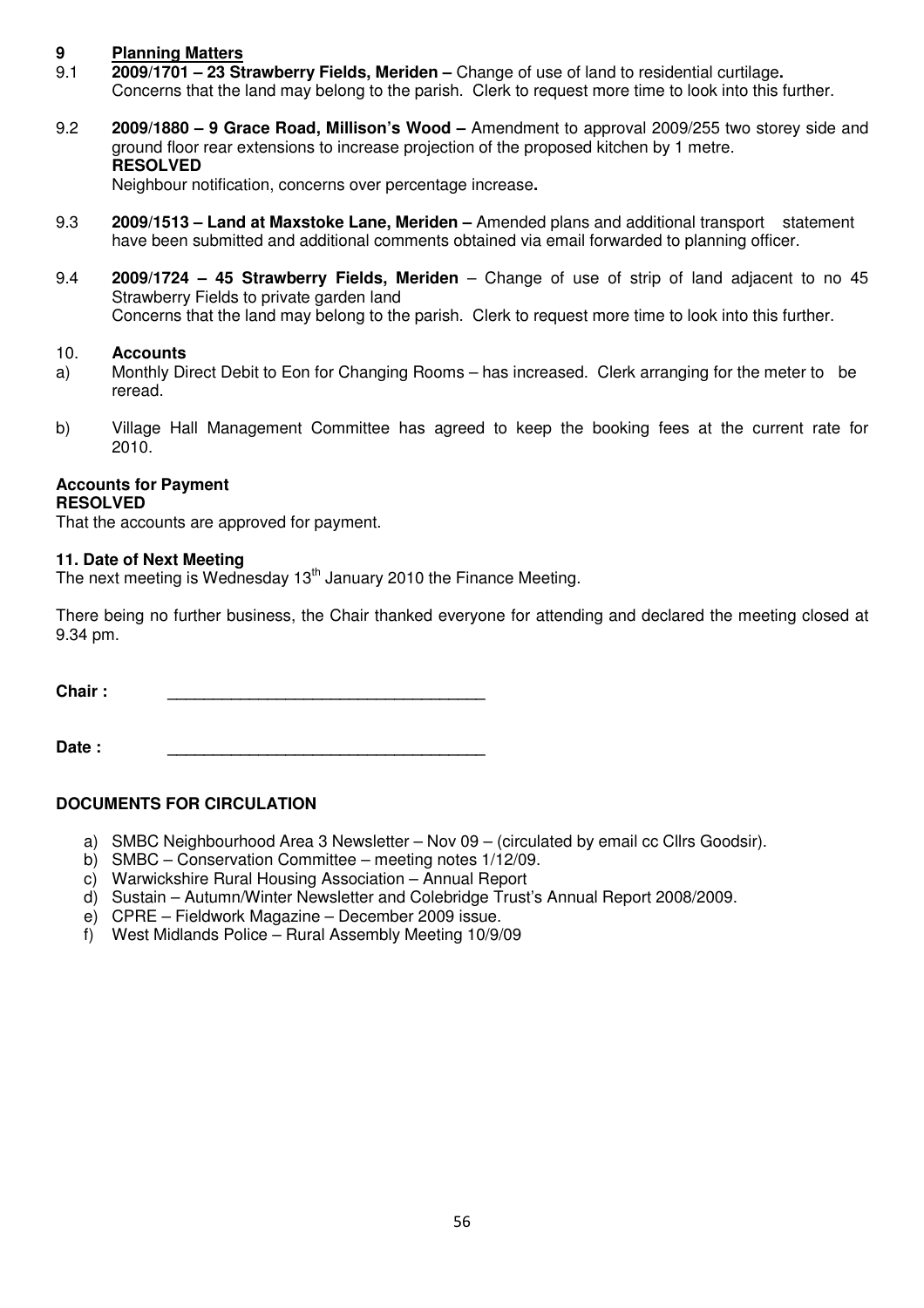## 9 Planning Matters

9.1 **2009/1701 – 23 Strawberry Fields, Meriden –** Change of use of land to residential curtilage**.** Concerns that the land may belong to the parish. Clerk to request more time to look into this further.

9.2 **2009/1880 – 9 Grace Road, Millison's Wood –** Amendment to approval 2009/255 two storey side and ground floor rear extensions to increase projection of the proposed kitchen by 1 metre.
**RESOLVED**
Neighbour notification, concerns over percentage increase**.**

9.3 **2009/1513 – Land at Maxstoke Lane, Meriden –** Amended plans and additional transport statement have been submitted and additional comments obtained via email forwarded to planning officer.

9.4 **2009/1724 – 45 Strawberry Fields, Meriden** – Change of use of strip of land adjacent to no 45 Strawberry Fields to private garden land
Concerns that the land may belong to the parish. Clerk to request more time to look into this further.

## 10. Accounts

a) Monthly Direct Debit to Eon for Changing Rooms – has increased. Clerk arranging for the meter to be reread.

b) Village Hall Management Committee has agreed to keep the booking fees at the current rate for 2010.

**Accounts for Payment**
**RESOLVED**
That the accounts are approved for payment.

**11. Date of Next Meeting**
The next meeting is Wednesday 13th January 2010 the Finance Meeting.

There being no further business, the Chair thanked everyone for attending and declared the meeting closed at 9.34 pm.

**Chair :** ___________________________________

**Date :** ___________________________________

**DOCUMENTS FOR CIRCULATION**

a) SMBC Neighbourhood Area 3 Newsletter – Nov 09 – (circulated by email cc Cllrs Goodsir).
b) SMBC – Conservation Committee – meeting notes 1/12/09.
c) Warwickshire Rural Housing Association – Annual Report
d) Sustain – Autumn/Winter Newsletter and Colebridge Trust's Annual Report 2008/2009.
e) CPRE – Fieldwork Magazine – December 2009 issue.
f) West Midlands Police – Rural Assembly Meeting 10/9/09